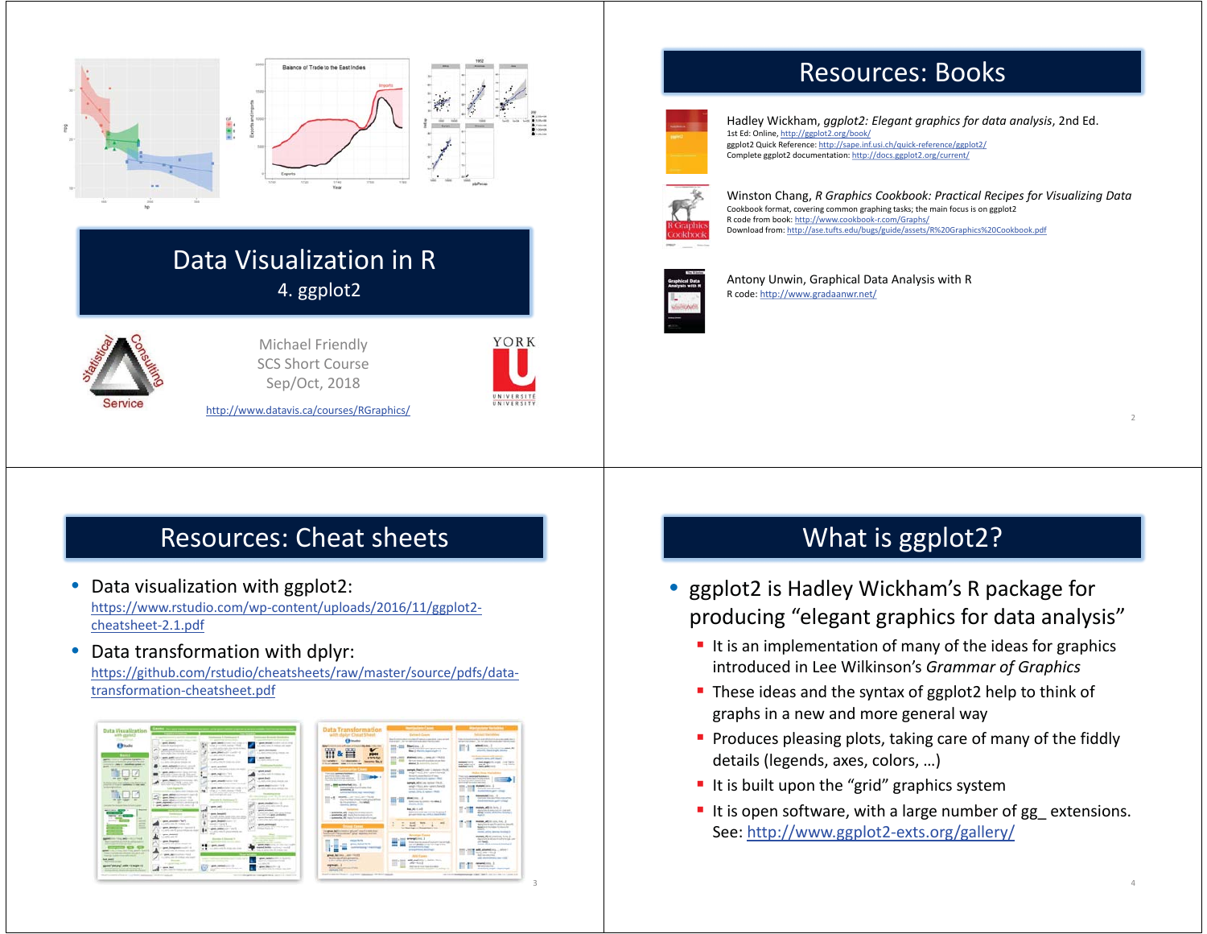# Data Visualization in R

## 4. ggplot2

Michael Friendly
SCS Short Course
Sep/Oct, 2018

http://www.datavis.ca/courses/RGraphics/

## Resources: Books

Hadley Wickham, *ggplot2: Elegant graphics for data analysis*, 2nd Ed.
1st Ed: Online, http://ggplot2.org/book/
ggplot2 Quick Reference: http://sape.inf.usi.ch/quick-reference/ggplot2/
Complete ggplot2 documentation: http://docs.ggplot2.org/current/

Winston Chang, *R Graphics Cookbook: Practical Recipes for Visualizing Data*
Cookbook format, covering common graphing tasks; the main focus is on ggplot2
R code from book: http://www.cookbook-r.com/Graphs/
Download from: http://ase.tufts.edu/bugs/guide/assets/R%20Graphics%20Cookbook.pdf

Antony Unwin, Graphical Data Analysis with R
R code: http://www.gradaanwr.net/

## Resources: Cheat sheets

- Data visualization with ggplot2:
  https://www.rstudio.com/wp-content/uploads/2016/11/ggplot2-cheatsheet-2.1.pdf
- Data transformation with dplyr:
  https://github.com/rstudio/cheatsheets/raw/master/source/pdfs/data-transformation-cheatsheet.pdf

## What is ggplot2?

- ggplot2 is Hadley Wickham's R package for producing "elegant graphics for data analysis"
  - It is an implementation of many of the ideas for graphics introduced in Lee Wilkinson's *Grammar of Graphics*
  - These ideas and the syntax of ggplot2 help to think of graphs in a new and more general way
  - Produces pleasing plots, taking care of many of the fiddly details (legends, axes, colors, …)
  - It is built upon the "grid" graphics system
  - It is open software, with a large number of gg_ extensions. See: http://www.ggplot2-exts.org/gallery/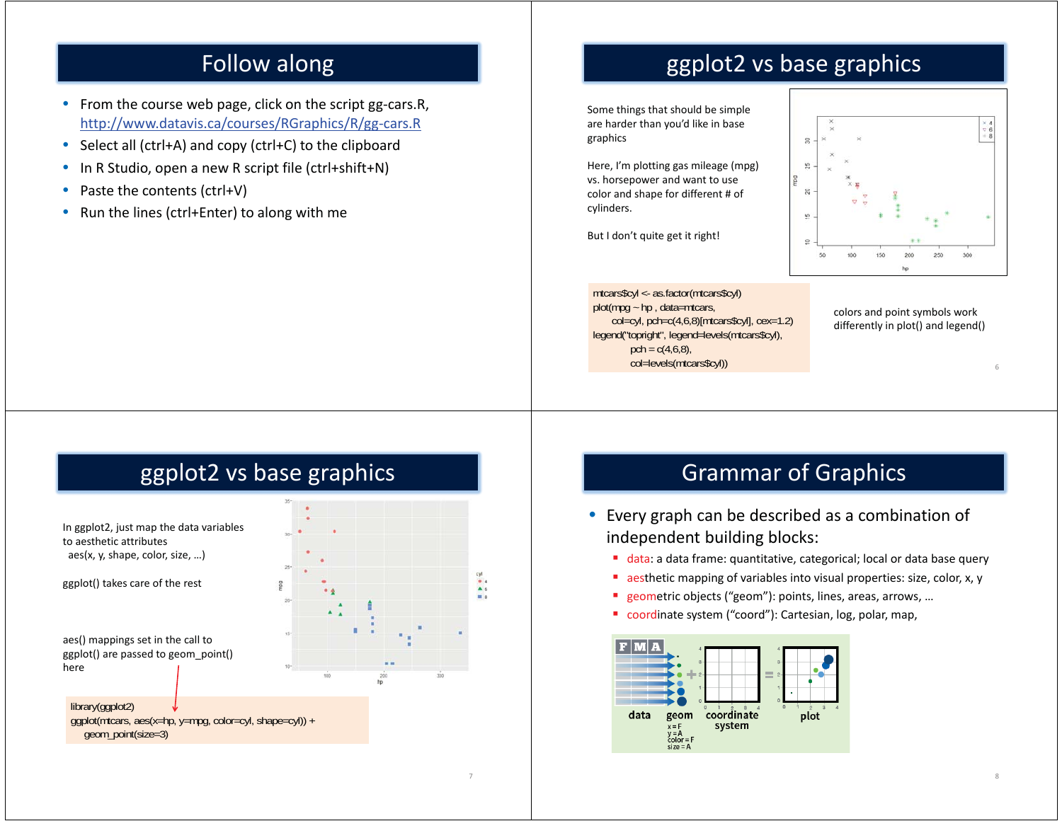## Follow along

- From the course web page, click on the script gg-cars.R, http://www.datavis.ca/courses/RGraphics/R/gg-cars.R
- Select all (ctrl+A) and copy (ctrl+C) to the clipboard
- In R Studio, open a new R script file (ctrl+shift+N)
- Paste the contents (ctrl+V)
- Run the lines (ctrl+Enter) to along with me

## ggplot2 vs base graphics

Some things that should be simple are harder than you'd like in base graphics

Here, I'm plotting gas mileage (mpg) vs. horsepower and want to use color and shape for different # of cylinders.

But I don't quite get it right!

```
mtcars$cyl <- as.factor(mtcars$cyl)
plot(mpg ~ hp , data=mtcars,
     col=cyl, pch=c(4,6,8)[mtcars$cyl], cex=1.2)
legend("topright", legend=levels(mtcars$cyl),
       pch = c(4,6,8),
       col=levels(mtcars$cyl))
```

colors and point symbols work differently in plot() and legend()

## ggplot2 vs base graphics

In ggplot2, just map the data variables to aesthetic attributes
 aes(x, y, shape, color, size, …)

ggplot() takes care of the rest

aes() mappings set in the call to ggplot() are passed to geom_point() here

```
library(ggplot2)
ggplot(mtcars, aes(x=hp, y=mpg, color=cyl, shape=cyl)) +
  geom_point(size=3)
```

## Grammar of Graphics

- Every graph can be described as a combination of independent building blocks:
  - data: a data frame: quantitative, categorical; local or data base query
  - aesthetic mapping of variables into visual properties: size, color, x, y
  - geometric objects ("geom"): points, lines, areas, arrows, …
  - coordinate system ("coord"): Cartesian, log, polar, map,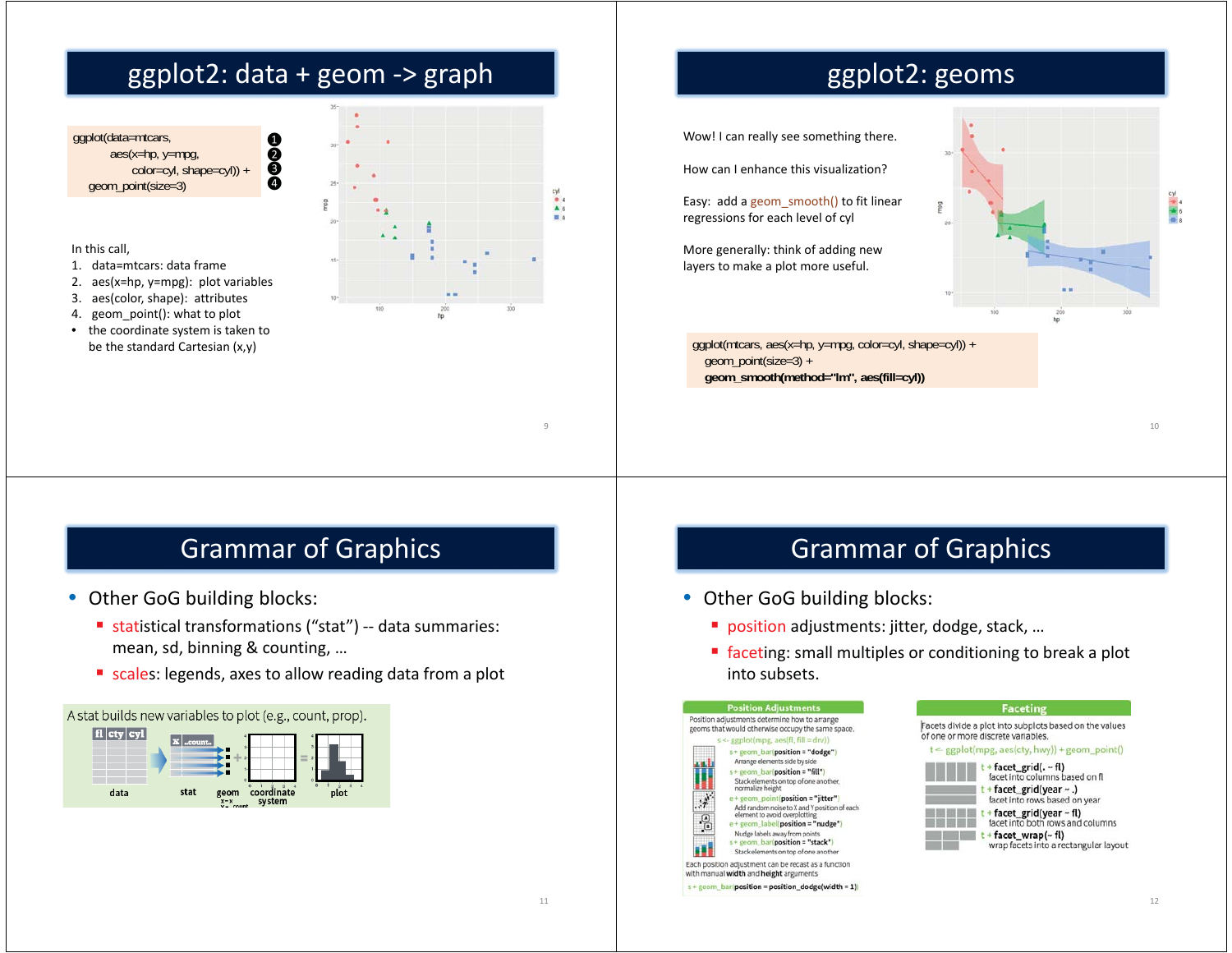# ggplot2: data + geom -> graph

```
ggplot(data=mtcars,
       aes(x=hp, y=mpg,
           color=cyl, shape=cyl)) +
  geom_point(size=3)
```

In this call,

1. data=mtcars: data frame
2. aes(x=hp, y=mpg): plot variables
3. aes(color, shape): attributes
4. geom_point(): what to plot

- the coordinate system is taken to be the standard Cartesian (x,y)

# ggplot2: geoms

Wow! I can really see something there.

How can I enhance this visualization?

Easy: add a geom_smooth() to fit linear regressions for each level of cyl

More generally: think of adding new layers to make a plot more useful.

```
ggplot(mtcars, aes(x=hp, y=mpg, color=cyl, shape=cyl)) +
  geom_point(size=3) +
  geom_smooth(method="lm", aes(fill=cyl))
```

# Grammar of Graphics

- Other GoG building blocks:
  - statistical transformations ("stat") -- data summaries: mean, sd, binning & counting, …
  - scales: legends, axes to allow reading data from a plot

A stat builds new variables to plot (e.g., count, prop).

# Grammar of Graphics

- Other GoG building blocks:
  - position adjustments: jitter, dodge, stack, …
  - faceting: small multiples or conditioning to break a plot into subsets.

**Position Adjustments**

Position adjustments determine how to arrange geoms that would otherwise occupy the same space.

s <- ggplot(mpg, aes(fl, fill = drv))

- s + geom_bar(position = "dodge") — Arrange elements side by side
- s + geom_bar(position = "fill") — Stack elements on top of one another, normalize height
- e + geom_point(position = "jitter") — Add random noise to X and Y position of each element to avoid overplotting
- e + geom_label(position = "nudge") — Nudge labels away from points
- s + geom_bar(position = "stack") — Stack elements on top of one another

Each position adjustment can be recast as a function with manual **width** and **height** arguments

s + geom_bar(position = position_dodge(width = 1))

**Faceting**

Facets divide a plot into subplots based on the values of one or more discrete variables.

t <- ggplot(mpg, aes(cty, hwy)) + geom_point()

- t + **facet_grid(. ~ fl)** — facet into columns based on fl
- t + **facet_grid(year ~ .)** — facet into rows based on year
- t + **facet_grid(year ~ fl)** — facet into both rows and columns
- t + **facet_wrap(~ fl)** — wrap facets into a rectangular layout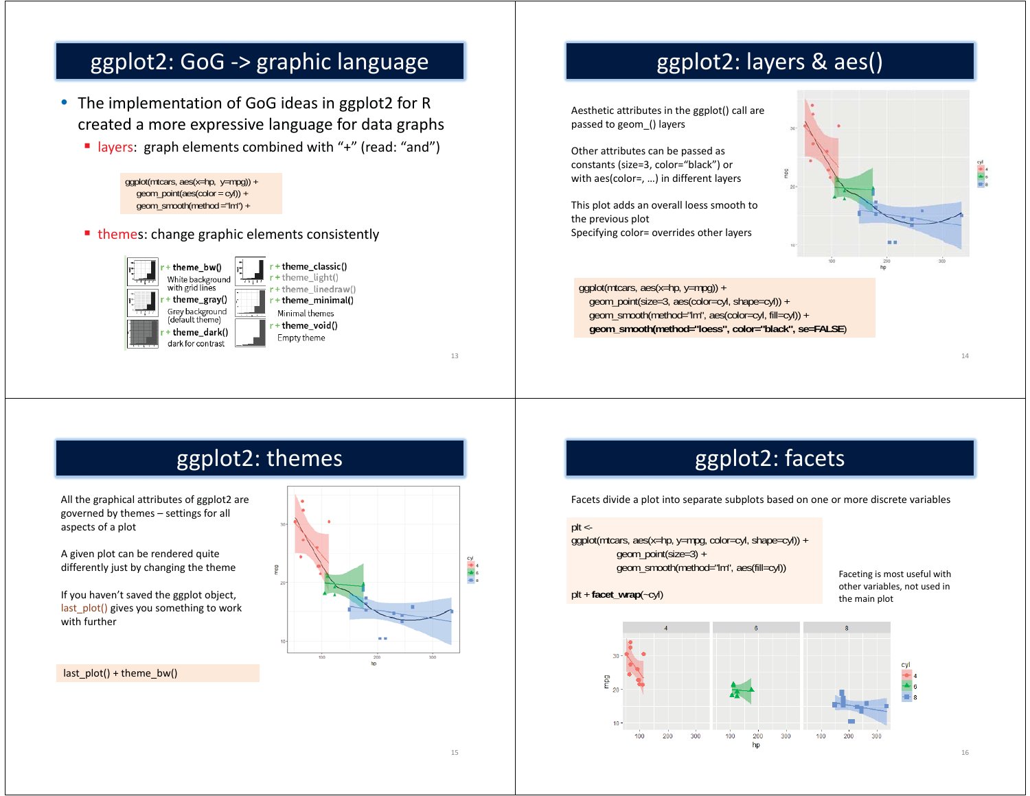## ggplot2: GoG -> graphic language

- The implementation of GoG ideas in ggplot2 for R created a more expressive language for data graphs
  - layers: graph elements combined with "+" (read: "and")

```
ggplot(mtcars, aes(x=hp, y=mpg)) +
  geom_point(aes(color = cyl)) +
  geom_smooth(method ="lm") +
```

  - themes: change graphic elements consistently

| | |
|---|---|
| r + theme_bw() White background with grid lines | r + theme_classic() |
| | r + theme_light() |
| | r + theme_linedraw() |
| r + theme_gray() Grey background (default theme) | r + theme_minimal() Minimal themes |
| r + theme_dark() dark for contrast | r + theme_void() Empty theme |

## ggplot2: layers & aes()

Aesthetic attributes in the ggplot() call are passed to geom_() layers

Other attributes can be passed as constants (size=3, color="black") or with aes(color=, …) in different layers

This plot adds an overall loess smooth to the previous plot
Specifying color= overrides other layers

```
ggplot(mtcars, aes(x=hp, y=mpg)) +
  geom_point(size=3, aes(color=cyl, shape=cyl)) +
  geom_smooth(method="lm", aes(color=cyl, fill=cyl)) +
  geom_smooth(method="loess", color="black", se=FALSE)
```

## ggplot2: themes

All the graphical attributes of ggplot2 are governed by themes – settings for all aspects of a plot

A given plot can be rendered quite differently just by changing the theme

If you haven't saved the ggplot object, last_plot() gives you something to work with further

```
last_plot() + theme_bw()
```

## ggplot2: facets

Facets divide a plot into separate subplots based on one or more discrete variables

```
plt <-
ggplot(mtcars, aes(x=hp, y=mpg, color=cyl, shape=cyl)) +
        geom_point(size=3) +
        geom_smooth(method="lm", aes(fill=cyl))

plt + facet_wrap(~cyl)
```

Faceting is most useful with other variables, not used in the main plot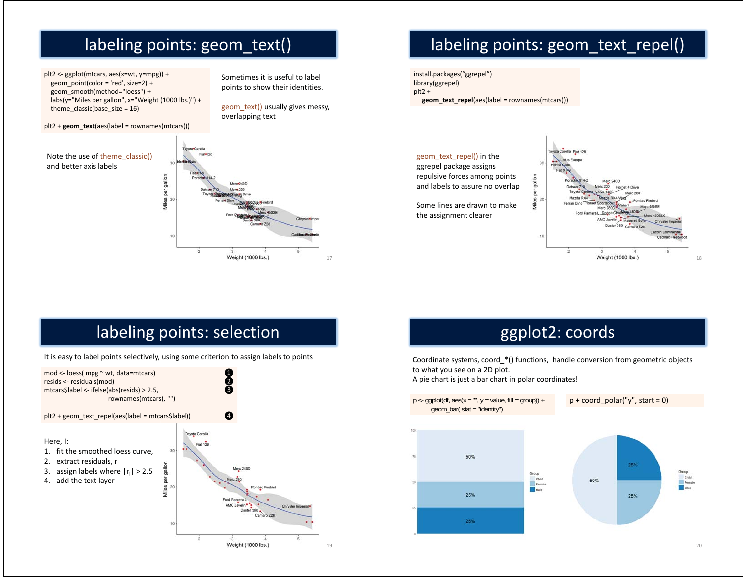## labeling points: geom_text()

```
plt2 <- ggplot(mtcars, aes(x=wt, y=mpg)) +
   geom_point(color = 'red', size=2) +
   geom_smooth(method="loess") +
   labs(y="Miles per gallon", x="Weight (1000 lbs.)") +
   theme_classic(base_size = 16)

plt2 + geom_text(aes(label = rownames(mtcars)))
```

Sometimes it is useful to label points to show their identities.

geom_text() usually gives messy, overlapping text

Note the use of theme_classic() and better axis labels

## labeling points: geom_text_repel()

```
install.packages("ggrepel")
library(ggrepel)
plt2 +
   geom_text_repel(aes(label = rownames(mtcars)))
```

geom_text_repel() in the ggrepel package assigns repulsive forces among points and labels to assure no overlap

Some lines are drawn to make the assignment clearer

## labeling points: selection

It is easy to label points selectively, using some criterion to assign labels to points

```
mod <- loess( mpg ~ wt, data=mtcars)                    ❶
resids <- residuals(mod)                                ❷
mtcars$label <- ifelse(abs(resids) > 2.5,               ❸
                       rownames(mtcars), "")

plt2 + geom_text_repel(aes(label = mtcars$label))       ❹
```

Here, I:

1. fit the smoothed loess curve,
2. extract residuals, $r_i$
3. assign labels where $|r_i| > 2.5$
4. add the text layer

## ggplot2: coords

Coordinate systems, coord_*() functions, handle conversion from geometric objects to what you see on a 2D plot.
A pie chart is just a bar chart in polar coordinates!

```
p <- ggplot(df, aes(x = "", y = value, fill = group)) +
     geom_bar( stat = "identity")
```

```
p + coord_polar("y", start = 0)
```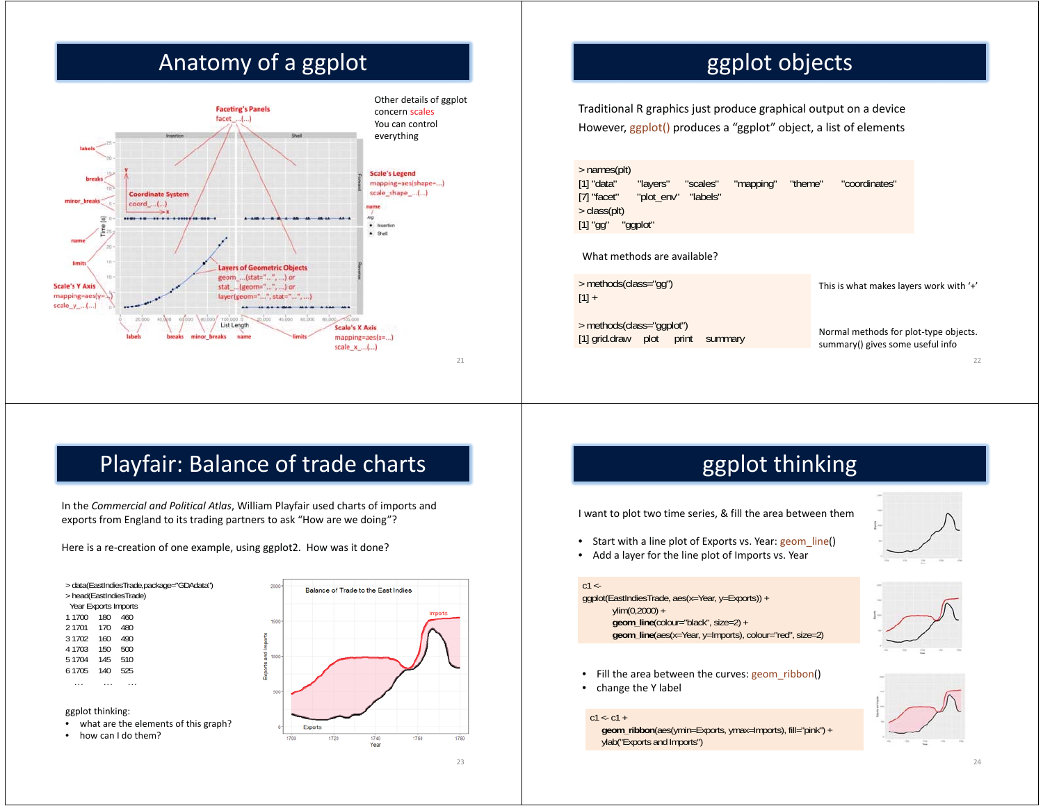## Anatomy of a ggplot

Other details of ggplot concern scales

You can control everything

## ggplot objects

Traditional R graphics just produce graphical output on a device

However, ggplot() produces a "ggplot" object, a list of elements

```
> names(plt)
[1] "data"      "layers"     "scales"     "mapping"     "theme"     "coordinates"
[7] "facet"     "plot_env"   "labels"
> class(plt)
[1] "gg"     "ggplot"
```

What methods are available?

```
> methods(class="gg")
[1] +
```

This is what makes layers work with '+'

```
> methods(class="ggplot")
[1] grid.draw    plot    print    summary
```

Normal methods for plot-type objects. summary() gives some useful info

## Playfair: Balance of trade charts

In the *Commercial and Political Atlas*, William Playfair used charts of imports and exports from England to its trading partners to ask "How are we doing"?

Here is a re-creation of one example, using ggplot2. How was it done?

```
> data(EastIndiesTrade,package="GDAdata")
> head(EastIndiesTrade)
  Year Exports Imports
1 1700     180     460
2 1701     170     480
3 1702     160     490
4 1703     150     500
5 1704     145     510
6 1705     140     525
  ...      ...     ...
```

ggplot thinking:

- what are the elements of this graph?
- how can I do them?

## ggplot thinking

I want to plot two time series, & fill the area between them

- Start with a line plot of Exports vs. Year: geom_line()
- Add a layer for the line plot of Imports vs. Year

```
c1 <-
ggplot(EastIndiesTrade, aes(x=Year, y=Exports)) +
      ylim(0,2000) +
      geom_line(colour="black", size=2) +
      geom_line(aes(x=Year, y=Imports), colour="red", size=2)
```

- Fill the area between the curves: geom_ribbon()
- change the Y label

```
c1 <- c1 +
  geom_ribbon(aes(ymin=Exports, ymax=Imports), fill="pink") +
  ylab("Exports and Imports")
```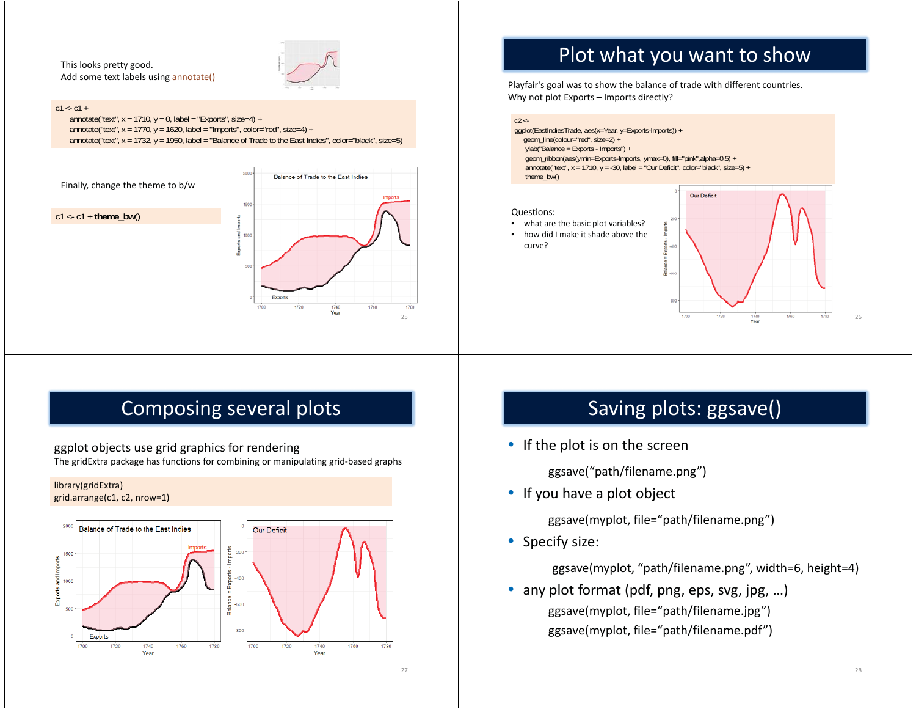This looks pretty good.
Add some text labels using annotate()

```
c1 <- c1 +
    annotate("text", x = 1710, y = 0, label = "Exports", size=4) +
    annotate("text", x = 1770, y = 1620, label = "Imports", color="red", size=4) +
    annotate("text", x = 1732, y = 1950, label = "Balance of Trade to the East Indies", color="black", size=5)
```

Finally, change the theme to b/w

```
c1 <- c1 + theme_bw()
```

# Plot what you want to show

Playfair's goal was to show the balance of trade with different countries.
Why not plot Exports – Imports directly?

```
c2 <-
ggplot(EastIndiesTrade, aes(x=Year, y=Exports-Imports)) +
   geom_line(colour="red", size=2) +
   ylab("Balance = Exports - Imports") +
   geom_ribbon(aes(ymin=Exports-Imports, ymax=0), fill="pink",alpha=0.5) +
   annotate("text", x = 1710, y = -30, label = "Our Deficit", color="black", size=5) +
   theme_bw()
```

Questions:

- what are the basic plot variables?
- how did I make it shade above the curve?

# Composing several plots

ggplot objects use grid graphics for rendering

The gridExtra package has functions for combining or manipulating grid-based graphs

```
library(gridExtra)
grid.arrange(c1, c2, nrow=1)
```

# Saving plots: ggsave()

- If the plot is on the screen

  ggsave("path/filename.png")

- If you have a plot object

  ggsave(myplot, file="path/filename.png")

- Specify size:

  ggsave(myplot, "path/filename.png", width=6, height=4)

- any plot format (pdf, png, eps, svg, jpg, …)

  ggsave(myplot, file="path/filename.jpg")

  ggsave(myplot, file="path/filename.pdf")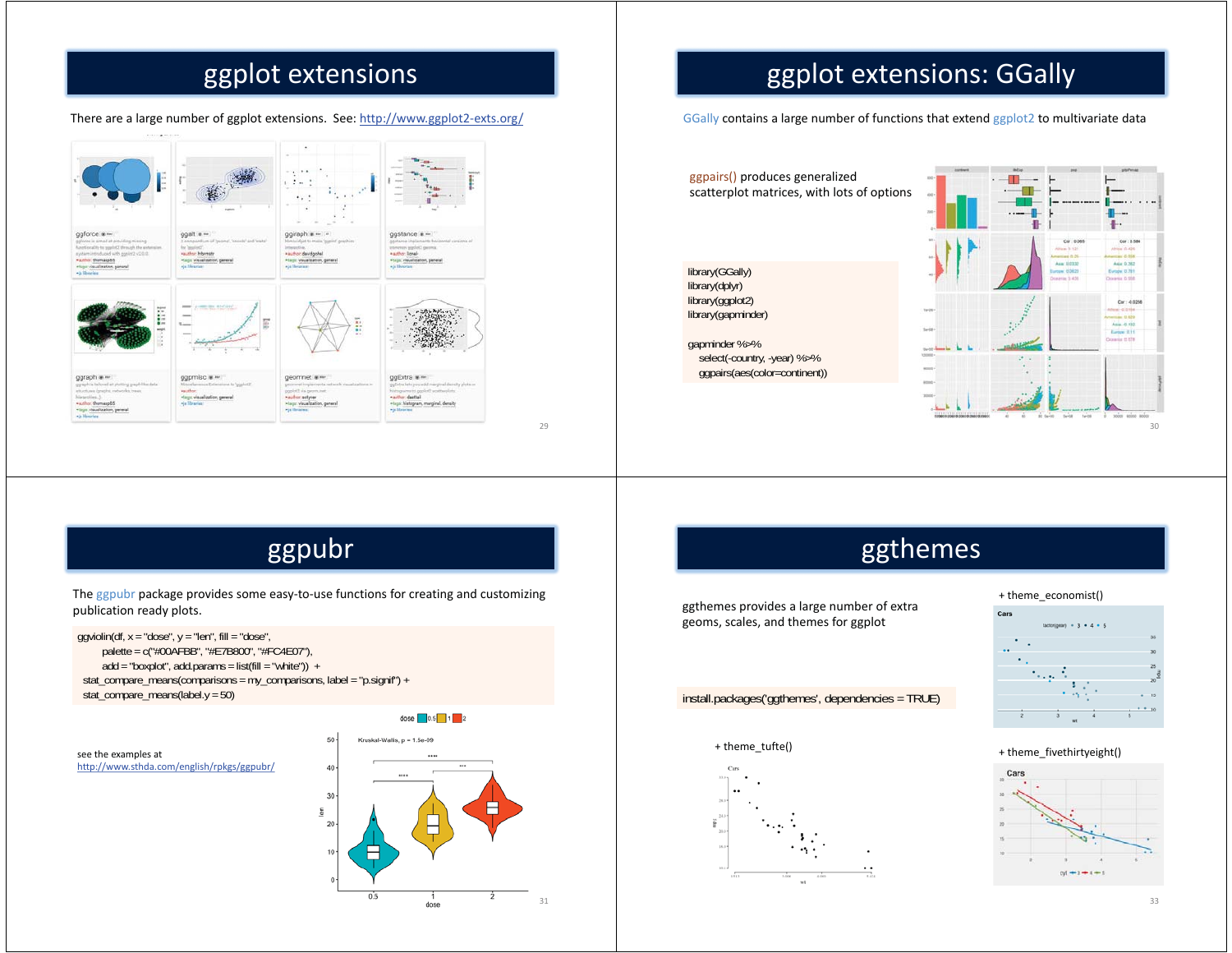# ggplot extensions

There are a large number of ggplot extensions. See: http://www.ggplot2-exts.org/

# ggplot extensions: GGally

GGally contains a large number of functions that extend ggplot2 to multivariate data

ggpairs() produces generalized scatterplot matrices, with lots of options

```
library(GGally)
library(dplyr)
library(ggplot2)
library(gapminder)

gapminder %>%
    select(-country, -year) %>%
    ggpairs(aes(color=continent))
```

# ggpubr

The ggpubr package provides some easy-to-use functions for creating and customizing publication ready plots.

```
ggviolin(df, x = "dose", y = "len", fill = "dose",
        palette = c("#00AFBB", "#E7B800", "#FC4E07"),
        add = "boxplot", add.params = list(fill = "white")) +
  stat_compare_means(comparisons = my_comparisons, label = "p.signif") +
  stat_compare_means(label.y = 50)
```

see the examples at http://www.sthda.com/english/rpkgs/ggpubr/

# ggthemes

ggthemes provides a large number of extra geoms, scales, and themes for ggplot

```
install.packages('ggthemes', dependencies = TRUE)
```

+ theme_economist()

+ theme_tufte()

+ theme_fivethirtyeight()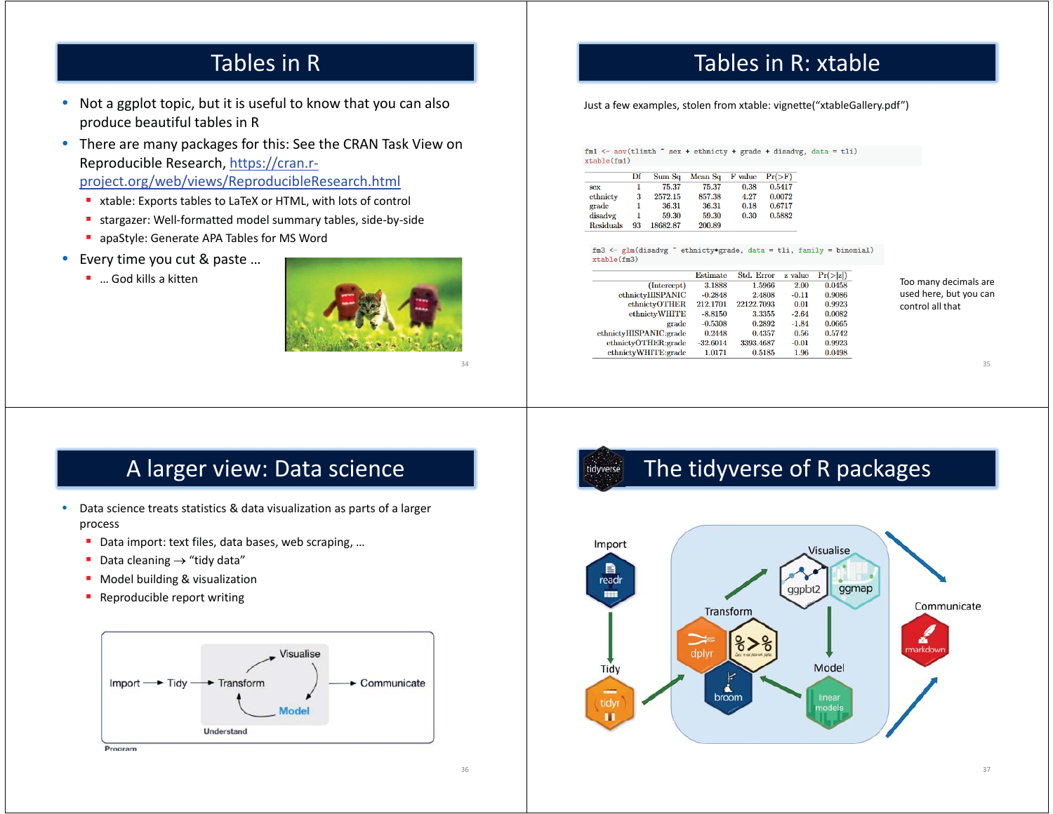# Tables in R

- Not a ggplot topic, but it is useful to know that you can also produce beautiful tables in R
- There are many packages for this: See the CRAN Task View on Reproducible Research, https://cran.r-project.org/web/views/ReproducibleResearch.html
  - xtable: Exports tables to LaTeX or HTML, with lots of control
  - stargazer: Well-formatted model summary tables, side-by-side
  - apaStyle: Generate APA Tables for MS Word
- Every time you cut & paste …
  - … God kills a kitten

# Tables in R: xtable

Just a few examples, stolen from xtable: vignette("xtableGallery.pdf")

```
fm1 <- aov(tlimth ~ sex + ethnicty + grade + disadvg, data = tli)
xtable(fm1)
```

| | Df | Sum Sq | Mean Sq | F value | Pr(>F) |
|---|---|---|---|---|---|
| sex | 1 | 75.37 | 75.37 | 0.38 | 0.5417 |
| ethnicty | 3 | 2572.15 | 857.38 | 4.27 | 0.0072 |
| grade | 1 | 36.31 | 36.31 | 0.18 | 0.6717 |
| disadvg | 1 | 59.30 | 59.30 | 0.30 | 0.5882 |
| Residuals | 93 | 18682.87 | 200.89 | | |

```
fm3 <- glm(disadvg ~ ethnicty*grade, data = tli, family = binomial)
xtable(fm3)
```

| | Estimate | Std. Error | z value | Pr(>\|z\|) |
|---|---|---|---|---|
| (Intercept) | 3.1888 | 1.5966 | 2.00 | 0.0458 |
| ethnictyHISPANIC | -0.2848 | 2.4808 | -0.11 | 0.9086 |
| ethnictyOTHER | 212.1701 | 22122.7093 | 0.01 | 0.9923 |
| ethnictyWHITE | -8.8150 | 3.3355 | -2.64 | 0.0082 |
| grade | -0.5308 | 0.2892 | -1.84 | 0.0665 |
| ethnictyHISPANIC:grade | 0.2448 | 0.4357 | 0.56 | 0.5742 |
| ethnictyOTHER:grade | -32.6014 | 3393.4687 | -0.01 | 0.9923 |
| ethnictyWHITE:grade | 1.0171 | 0.5185 | 1.96 | 0.0498 |

Too many decimals are used here, but you can control all that

# A larger view: Data science

- Data science treats statistics & data visualization as parts of a larger process
  - Data import: text files, data bases, web scraping, …
  - Data cleaning → "tidy data"
  - Model building & visualization
  - Reproducible report writing

Import → Tidy → Transform → Visualise → Model → Communicate (Understand; Program)

# The tidyverse of R packages

Import: readr → Tidy: tidyr → Transform: dplyr, broom → Visualise: ggplot2, ggmap → Model: linear models → Communicate: rmarkdown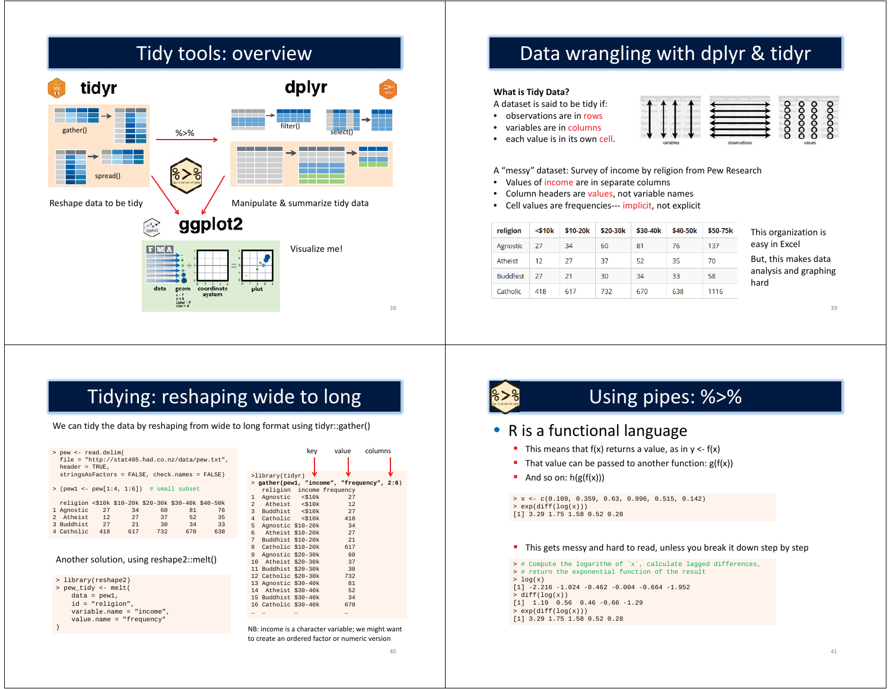# Tidy tools: overview

**tidyr**

gather()

spread()

Reshape data to be tidy

%>%

**dplyr**

filter()

select()

Manipulate & summarize tidy data

**ggplot2**

data, geom, coordinate system, plot

Visualize me!

# Data wrangling with dplyr & tidyr

**What is Tidy Data?**

A dataset is said to be tidy if:

- observations are in rows
- variables are in columns
- each value is in its own cell.

A "messy" dataset: Survey of income by religion from Pew Research

- Values of income are in separate columns
- Column headers are values, not variable names
- Cell values are frequencies--- implicit, not explicit

| religion | <$10k | $10-20k | $20-30k | $30-40k | $40-50k | $50-75k |
|---|---|---|---|---|---|---|
| Agnostic | 27 | 34 | 60 | 81 | 76 | 137 |
| Atheist | 12 | 27 | 37 | 52 | 35 | 70 |
| Buddhist | 27 | 21 | 30 | 34 | 33 | 58 |
| Catholic | 418 | 617 | 732 | 670 | 638 | 1116 |

This organization is easy in Excel

But, this makes data analysis and graphing hard

# Tidying: reshaping wide to long

We can tidy the data by reshaping from wide to long format using tidyr::gather()

```
> pew <- read.delim(
  file = "http://stat405.had.co.nz/data/pew.txt",
  header = TRUE,
  stringsAsFactors = FALSE, check.names = FALSE)

> (pew1 <- pew[1:4, 1:6])  # small subset

  religion <$10k $10-20k $20-30k $30-40k $40-50k
1 Agnostic    27      34      60      81      76
2  Atheist    12      27      37      52      35
3 Buddhist    27      21      30      34      33
4 Catholic   418     617     732     670     638
```

```
>library(tidyr)
> gather(pew1, "income", "frequency", 2:6)
   religion  income frequency
1  Agnostic   <$10k        27
2   Atheist   <$10k        12
3  Buddhist   <$10k        27
4  Catholic   <$10k       418
5  Agnostic $10-20k        34
6   Atheist $10-20k        27
7  Buddhist $10-20k        21
8  Catholic $10-20k       617
9  Agnostic $20-30k        60
10  Atheist $20-30k        37
11 Buddhist $20-30k        30
12 Catholic $20-30k       732
13 Agnostic $30-40k        81
14  Atheist $30-40k        52
15 Buddhist $30-40k        34
16 Catholic $30-40k       670
…  …         …            …
```

(key = "income", value = "frequency", columns = 2:6)

Another solution, using reshape2::melt()

```
> library(reshape2)
> pew_tidy <- melt(
    data = pew1,
    id = "religion",
    variable.name = "income",
    value.name = "frequency"
)
```

NB: income is a character variable; we might want to create an ordered factor or numeric version

# Using pipes: %>%

- R is a functional language
  - This means that f(x) returns a value, as in y <- f(x)
  - That value can be passed to another function: g(f(x))
  - And so on: h(g(f(x)))

```
> x <- c(0.109, 0.359, 0.63, 0.996, 0.515, 0.142)
> exp(diff(log(x)))
[1] 3.29 1.75 1.58 0.52 0.28
```

- This gets messy and hard to read, unless you break it down step by step

```
> # Compute the logarithm of `x`, calculate lagged differences,
> # return the exponential function of the result
> log(x)
[1] -2.216 -1.024 -0.462 -0.004 -0.664 -1.952
> diff(log(x))
[1]  1.19  0.56  0.46 -0.66 -1.29
> exp(diff(log(x)))
[1] 3.29 1.75 1.58 0.52 0.28
```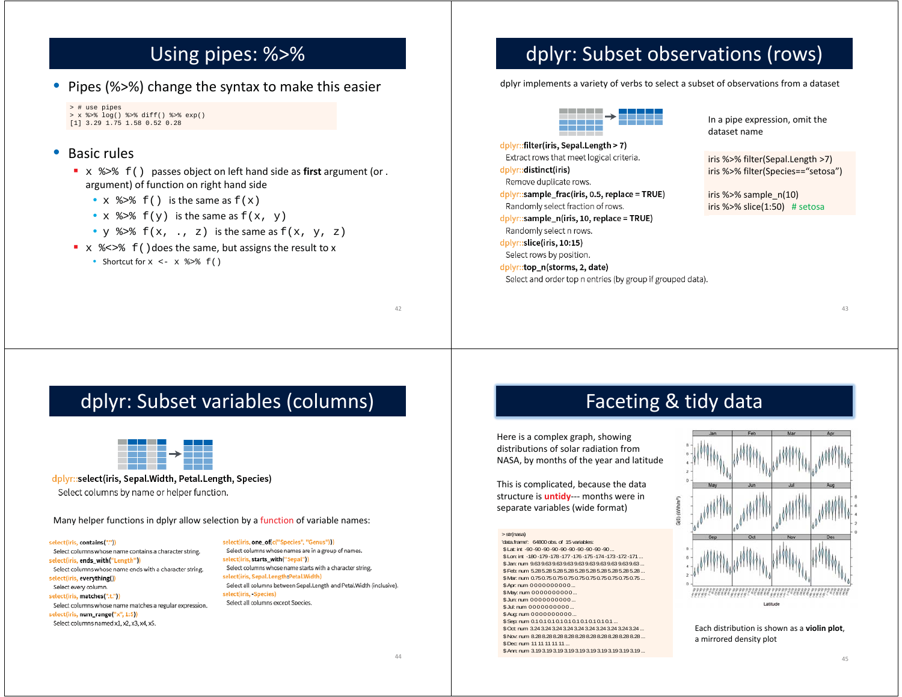## Using pipes: %>%

- Pipes (%>%) change the syntax to make this easier

```
> # use pipes
> x %>% log() %>% diff() %>% exp()
[1] 3.29 1.75 1.58 0.52 0.28
```

- Basic rules
  - `x %>% f()` passes object on left hand side as **first** argument (or . argument) of function on right hand side
    - `x %>% f()` is the same as `f(x)`
    - `x %>% f(y)` is the same as `f(x, y)`
    - `y %>% f(x, ., z)` is the same as `f(x, y, z)`
  - `x %<>% f()` does the same, but assigns the result to x
    - Shortcut for `x <- x %>% f()`

## dplyr: Subset observations (rows)

dplyr implements a variety of verbs to select a subset of observations from a dataset

dplyr::**filter(iris, Sepal.Length > 7)**
Extract rows that meet logical criteria.

dplyr::**distinct(iris)**
Remove duplicate rows.

dplyr::**sample_frac(iris, 0.5, replace = TRUE)**
Randomly select fraction of rows.

dplyr::**sample_n(iris, 10, replace = TRUE)**
Randomly select n rows.

dplyr::**slice(iris, 10:15)**
Select rows by position.

dplyr::**top_n(storms, 2, date)**
Select and order top n entries (by group if grouped data).

In a pipe expression, omit the dataset name

```
iris %>% filter(Sepal.Length >7)
iris %>% filter(Species=="setosa")

iris %>% sample_n(10)
iris %>% slice(1:50)   # setosa
```

## dplyr: Subset variables (columns)

dplyr::**select(iris, Sepal.Width, Petal.Length, Species)**
Select columns by name or helper function.

Many helper functions in dplyr allow selection by a function of variable names:

select(iris, **contains(".")**)
Select columns whose name contains a character string.

select(iris, **ends_with("Length")**)
Select columns whose name ends with a character string.

select(iris, **everything()**)
Select every column.

select(iris, **matches(".t.")**)
Select columns whose name matches a regular expression.

select(iris, **num_range("x", 1:5)**)
Select columns named x1, x2, x3, x4, x5.

select(iris, **one_of(c("Species", "Genus"))**)
Select columns whose names are in a group of names.

select(iris, **starts_with("Sepal")**)
Select columns whose name starts with a character string.

select(iris, Sepal.Length:Petal.Width)
Select all columns between Sepal.Length and Petal.Width (inclusive).

select(iris, -Species)
Select all columns except Species.

## Faceting & tidy data

Here is a complex graph, showing distributions of solar radiation from NASA, by months of the year and latitude

This is complicated, because the data structure is **untidy**--- months were in separate variables (wide format)

```
> str(nasa)
'data.frame':   64800 obs. of 15 variables:
 $ Lat: int  -90 -90 -90 -90 -90 -90 -90 -90 -90 -90 ...
 $ Lon: int  -180 -179 -178 -177 -176 -175 -174 -173 -172 -171 ...
 $ Jan: num  9.63 9.63 9.63 9.63 9.63 9.63 9.63 9.63 9.63 9.63 ...
 $ Feb: num  5.28 5.28 5.28 5.28 5.28 5.28 5.28 5.28 5.28 5.28 ...
 $ Mar: num  0.75 0.75 0.75 0.75 0.75 0.75 0.75 0.75 0.75 0.75 ...
 $ Apr: num  0 0 0 0 0 0 0 0 0 0 ...
 $ May: num  0 0 0 0 0 0 0 0 0 0 ...
 $ Jun: num  0 0 0 0 0 0 0 0 0 0 ...
 $ Jul: num  0 0 0 0 0 0 0 0 0 0 ...
 $ Aug: num  0 0 0 0 0 0 0 0 0 0 ...
 $ Sep: num  0.1 0.1 0.1 0.1 0.1 0.1 0.1 0.1 0.1 0.1 ...
 $ Oct: num  3.24 3.24 3.24 3.24 3.24 3.24 3.24 3.24 3.24 3.24 ...
 $ Nov: num  8.28 8.28 8.28 8.28 8.28 8.28 8.28 8.28 8.28 8.28 ...
 $ Dec: num  11 11 11 11 11 ...
 $ Ann: num  3.19 3.19 3.19 3.19 3.19 3.19 3.19 3.19 3.19 3.19 ...
```

Each distribution is shown as a **violin plot**, a mirrored density plot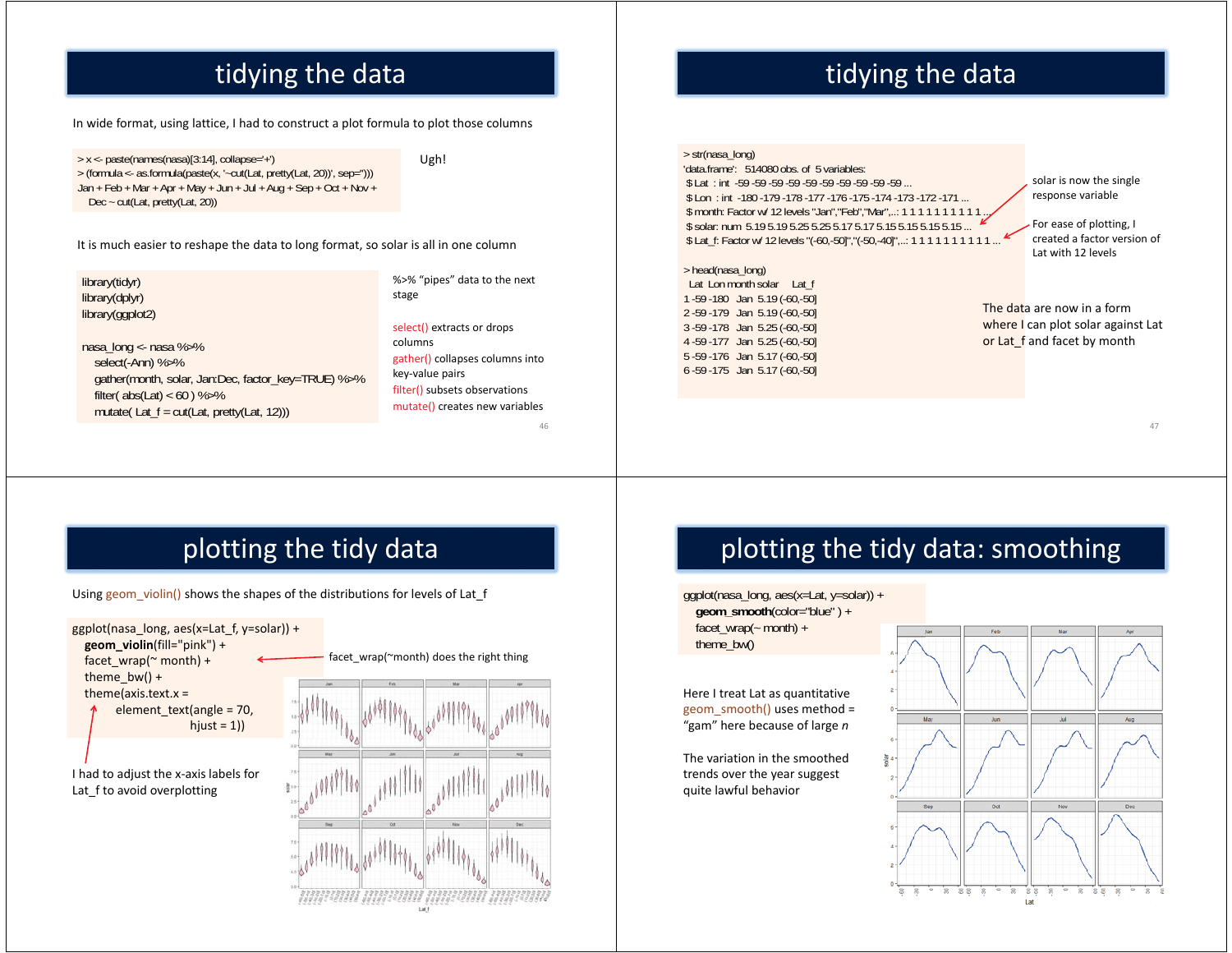# tidying the data

In wide format, using lattice, I had to construct a plot formula to plot those columns

```
> x <- paste(names(nasa)[3:14], collapse='+')
> (formula <- as.formula(paste(x, '~cut(Lat, pretty(Lat, 20))', sep='')))
Jan + Feb + Mar + Apr + May + Jun + Jul + Aug + Sep + Oct + Nov +
    Dec ~ cut(Lat, pretty(Lat, 20))
```

Ugh!

It is much easier to reshape the data to long format, so solar is all in one column

```
library(tidyr)
library(dplyr)
library(ggplot2)

nasa_long <- nasa %>%
   select(-Ann) %>%
   gather(month, solar, Jan:Dec, factor_key=TRUE) %>%
   filter( abs(Lat) < 60 ) %>%
   mutate( Lat_f = cut(Lat, pretty(Lat, 12)))
```

%>% "pipes" data to the next stage

select() extracts or drops columns

gather() collapses columns into key-value pairs

filter() subsets observations

mutate() creates new variables

# tidying the data

```
> str(nasa_long)
'data.frame':   514080 obs. of  5 variables:
 $ Lat  : int  -59 -59 -59 -59 -59 -59 -59 -59 -59 -59 ...
 $ Lon  : int  -180 -179 -178 -177 -176 -175 -174 -173 -172 -171 ...
 $ month: Factor w/ 12 levels "Jan","Feb","Mar",..: 1 1 1 1 1 1 1 1 1 1 ...
 $ solar: num  5.19 5.19 5.25 5.25 5.17 5.17 5.15 5.15 5.15 5.15 ...
 $ Lat_f: Factor w/ 12 levels "(-60,-50]","(-50,-40]",..: 1 1 1 1 1 1 1 1 1 1 ...

> head(nasa_long)
  Lat  Lon month solar     Lat_f
1 -59 -180   Jan  5.19 (-60,-50]
2 -59 -179   Jan  5.19 (-60,-50]
3 -59 -178   Jan  5.25 (-60,-50]
4 -59 -177   Jan  5.25 (-60,-50]
5 -59 -176   Jan  5.17 (-60,-50]
6 -59 -175   Jan  5.17 (-60,-50]
```

solar is now the single response variable

For ease of plotting, I created a factor version of Lat with 12 levels

The data are now in a form where I can plot solar against Lat or Lat_f and facet by month

# plotting the tidy data

Using geom_violin() shows the shapes of the distributions for levels of Lat_f

```
ggplot(nasa_long, aes(x=Lat_f, y=solar)) +
   geom_violin(fill="pink") +
   facet_wrap(~ month) +
   theme_bw() +
   theme(axis.text.x =
          element_text(angle = 70,
                       hjust = 1))
```

facet_wrap(~month) does the right thing

I had to adjust the x-axis labels for Lat_f to avoid overplotting

# plotting the tidy data: smoothing

```
ggplot(nasa_long, aes(x=Lat, y=solar)) +
   geom_smooth(color="blue" ) +
   facet_wrap(~ month) +
   theme_bw()
```

Here I treat Lat as quantitative

geom_smooth() uses method = "gam" here because of large *n*

The variation in the smoothed trends over the year suggest quite lawful behavior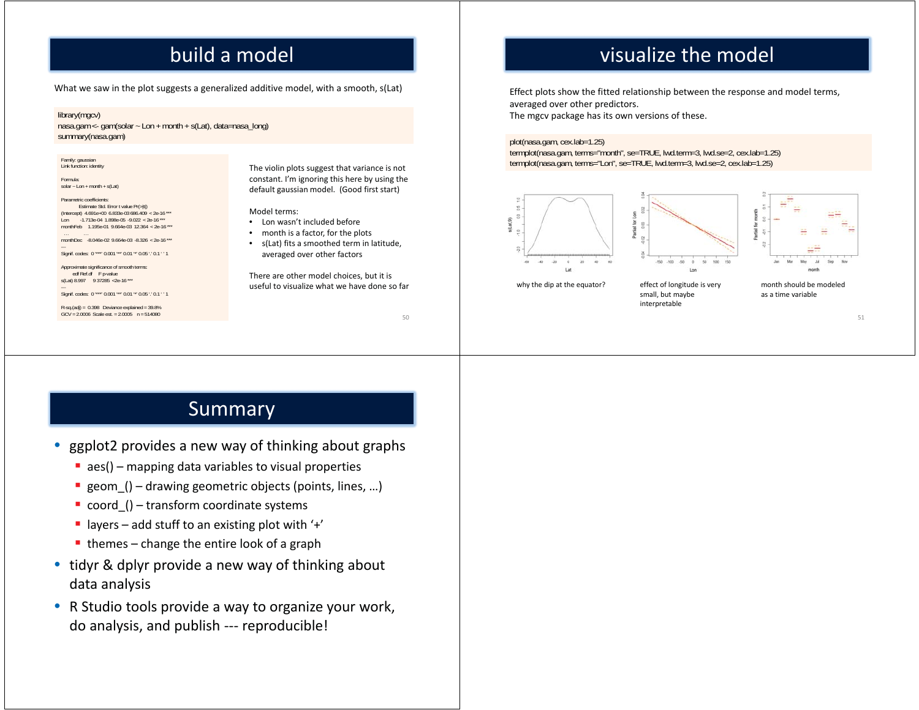# build a model

What we saw in the plot suggests a generalized additive model, with a smooth, s(Lat)

```
library(mgcv)
nasa.gam <- gam(solar ~ Lon + month + s(Lat), data=nasa_long)
summary(nasa.gam)
```

```
Family: gaussian
Link function: identity

Formula:
solar ~ Lon + month + s(Lat)

Parametric coefficients:
            Estimate Std. Error t value Pr(>|t|)
(Intercept) 4.691e+00 6.833e-03 686.409  < 2e-16 ***
Lon        -1.713e-04 1.898e-05  -9.022  < 2e-16 ***
monthFeb    1.195e-01 9.664e-03  12.364  < 2e-16 ***
  ...          ...
monthDec   -8.046e-02 9.664e-03  -8.326  < 2e-16 ***
---
Signif. codes:  0 '***' 0.001 '**' 0.01 '*' 0.05 '.' 0.1 ' ' 1

Approximate significance of smooth terms:
        edf Ref.df     F p-value
s(Lat) 8.997      9 37285  <2e-16 ***
---
Signif. codes:  0 '***' 0.001 '**' 0.01 '*' 0.05 '.' 0.1 ' ' 1

R-sq.(adj) =  0.398   Deviance explained = 39.8%
GCV = 2.0006  Scale est. = 2.0005    n = 514080
```

The violin plots suggest that variance is not constant. I'm ignoring this here by using the default gaussian model. (Good first start)

Model terms:

- Lon wasn't included before
- month is a factor, for the plots
- s(Lat) fits a smoothed term in latitude, averaged over other factors

There are other model choices, but it is useful to visualize what we have done so far

# visualize the model

Effect plots show the fitted relationship between the response and model terms, averaged over other predictors.
The mgcv package has its own versions of these.

```
plot(nasa.gam, cex.lab=1.25)
termplot(nasa.gam, terms="month", se=TRUE, lwd.term=3, lwd.se=2, cex.lab=1.25)
termplot(nasa.gam, terms="Lon", se=TRUE, lwd.term=3, lwd.se=2, cex.lab=1.25)
```

s(Lat,9)
Lat

why the dip at the equator?

Partial for Lon
Lon

effect of longitude is very small, but maybe interpretable

Partial for month
month

month should be modeled as a time variable

# Summary

- ggplot2 provides a new way of thinking about graphs
  - aes() – mapping data variables to visual properties
  - geom_() – drawing geometric objects (points, lines, …)
  - coord_() – transform coordinate systems
  - layers – add stuff to an existing plot with '+'
  - themes – change the entire look of a graph
- tidyr & dplyr provide a new way of thinking about data analysis
- R Studio tools provide a way to organize your work, do analysis, and publish --- reproducible!